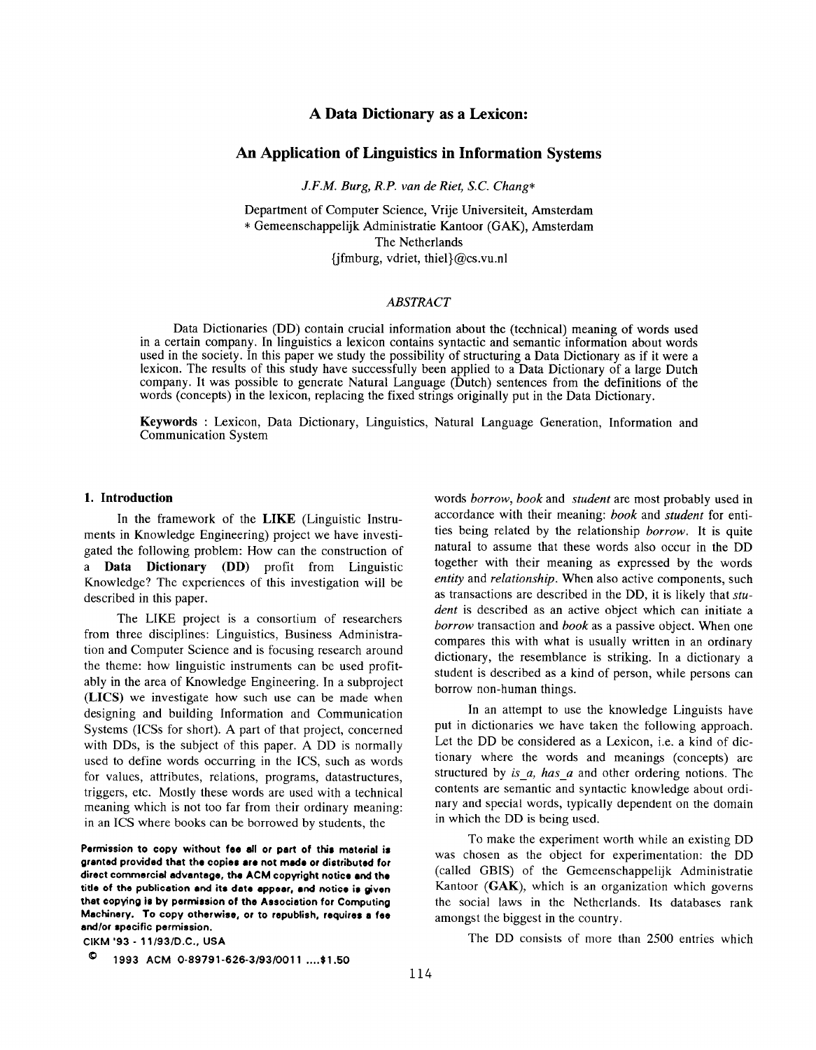# A Data Dictionary as a Lexicon:

## An Application of Linguistics in Information Systems

*J.F.M. Burg, R.P. van de Riet, S.C. Chang\**

Department of Computer Science, Vrije Universiteit, Amsterdam
\* Gemeenschappelijk Administratie Kantoor (GAK), Amsterdam
The Netherlands
{jfmburg, vdriet, thiel}@cs.vu.nl

### *ABSTRACT*

Data Dictionaries (DD) contain crucial information about the (technical) meaning of words used in a certain company. In linguistics a lexicon contains syntactic and semantic information about words used in the society. In this paper we study the possibility of structuring a Data Dictionary as if it were a lexicon. The results of this study have successfully been applied to a Data Dictionary of a large Dutch company. It was possible to generate Natural Language (Dutch) sentences from the definitions of the words (concepts) in the lexicon, replacing the fixed strings originally put in the Data Dictionary.

**Keywords** : Lexicon, Data Dictionary, Linguistics, Natural Language Generation, Information and Communication System

## 1. Introduction

In the framework of the **LIKE** (Linguistic Instruments in Knowledge Engineering) project we have investigated the following problem: How can the construction of a **Data Dictionary (DD)** profit from Linguistic Knowledge? The experiences of this investigation will be described in this paper.

The LIKE project is a consortium of researchers from three disciplines: Linguistics, Business Administration and Computer Science and is focusing research around the theme: how linguistic instruments can be used profitably in the area of Knowledge Engineering. In a subproject (**LICS**) we investigate how such use can be made when designing and building Information and Communication Systems (ICSs for short). A part of that project, concerned with DDs, is the subject of this paper. A DD is normally used to define words occurring in the ICS, such as words for values, attributes, relations, programs, datastructures, triggers, etc. Mostly these words are used with a technical meaning which is not too far from their ordinary meaning: in an ICS where books can be borrowed by students, the words *borrow*, *book* and *student* are most probably used in accordance with their meaning: *book* and *student* for entities being related by the relationship *borrow*. It is quite natural to assume that these words also occur in the DD together with their meaning as expressed by the words *entity* and *relationship*. When also active components, such as transactions are described in the DD, it is likely that *student* is described as an active object which can initiate a *borrow* transaction and *book* as a passive object. When one compares this with what is usually written in an ordinary dictionary, the resemblance is striking. In a dictionary a student is described as a kind of person, while persons can borrow non-human things.

In an attempt to use the knowledge Linguists have put in dictionaries we have taken the following approach. Let the DD be considered as a Lexicon, i.e. a kind of dictionary where the words and meanings (concepts) are structured by *is_a*, *has_a* and other ordering notions. The contents are semantic and syntactic knowledge about ordinary and special words, typically dependent on the domain in which the DD is being used.

To make the experiment worth while an existing DD was chosen as the object for experimentation: the DD (called GBIS) of the Gemeenschappelijk Administratie Kantoor (**GAK**), which is an organization which governs the social laws in the Netherlands. Its databases rank amongst the biggest in the country.

The DD consists of more than 2500 entries which

**Permission to copy without fee all or part of this material is granted provided that the copies are not made or distributed for direct commercial advantage, the ACM copyright notice and the title of the publication and its date appear, and notice is given that copying is by permission of the Association for Computing Machinery. To copy otherwise, or to republish, requires a fee and/or specific permission.**

CIKM '93 - 11/93/D.C., USA

© 1993 ACM 0-89791-626-3/93/0011 ....$1.50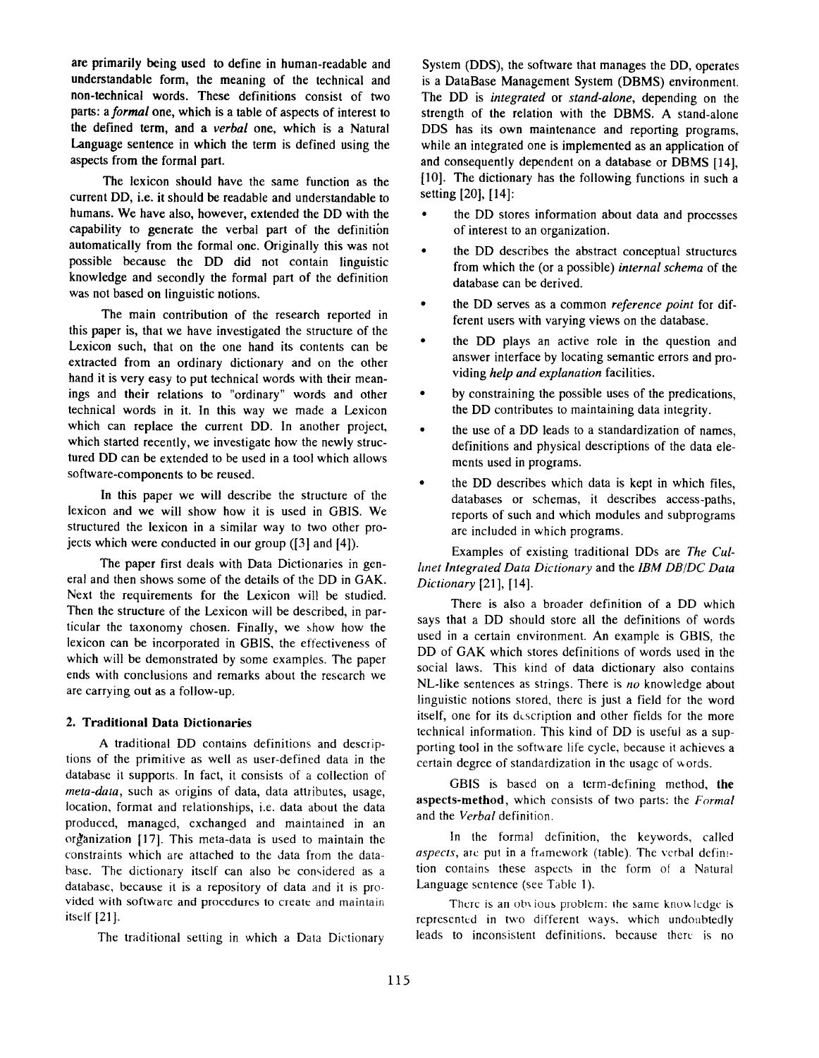are primarily being used to define in human-readable and understandable form, the meaning of the technical and non-technical words. These definitions consist of two parts: a *formal* one, which is a table of aspects of interest to the defined term, and a *verbal* one, which is a Natural Language sentence in which the term is defined using the aspects from the formal part.

The lexicon should have the same function as the current DD, i.e. it should be readable and understandable to humans. We have also, however, extended the DD with the capability to generate the verbal part of the definition automatically from the formal one. Originally this was not possible because the DD did not contain linguistic knowledge and secondly the formal part of the definition was not based on linguistic notions.

The main contribution of the research reported in this paper is, that we have investigated the structure of the Lexicon such, that on the one hand its contents can be extracted from an ordinary dictionary and on the other hand it is very easy to put technical words with their meanings and their relations to "ordinary" words and other technical words in it. In this way we made a Lexicon which can replace the current DD. In another project, which started recently, we investigate how the newly structured DD can be extended to be used in a tool which allows software-components to be reused.

In this paper we will describe the structure of the lexicon and we will show how it is used in GBIS. We structured the lexicon in a similar way to two other projects which were conducted in our group ([3] and [4]).

The paper first deals with Data Dictionaries in general and then shows some of the details of the DD in GAK. Next the requirements for the Lexicon will be studied. Then the structure of the Lexicon will be described, in particular the taxonomy chosen. Finally, we show how the lexicon can be incorporated in GBIS, the effectiveness of which will be demonstrated by some examples. The paper ends with conclusions and remarks about the research we are carrying out as a follow-up.

## 2. Traditional Data Dictionaries

A traditional DD contains definitions and descriptions of the primitive as well as user-defined data in the database it supports. In fact, it consists of a collection of *meta-data*, such as origins of data, data attributes, usage, location, format and relationships, i.e. data about the data produced, managed, exchanged and maintained in an organization [17]. This meta-data is used to maintain the constraints which are attached to the data from the database. The dictionary itself can also be considered as a database, because it is a repository of data and it is provided with software and procedures to create and maintain itself [21].

The traditional setting in which a Data Dictionary System (DDS), the software that manages the DD, operates is a DataBase Management System (DBMS) environment. The DD is *integrated* or *stand-alone*, depending on the strength of the relation with the DBMS. A stand-alone DDS has its own maintenance and reporting programs, while an integrated one is implemented as an application of and consequently dependent on a database or DBMS [14], [10]. The dictionary has the following functions in such a setting [20], [14]:

- the DD stores information about data and processes of interest to an organization.
- the DD describes the abstract conceptual structures from which the (or a possible) *internal schema* of the database can be derived.
- the DD serves as a common *reference point* for different users with varying views on the database.
- the DD plays an active role in the question and answer interface by locating semantic errors and providing *help and explanation* facilities.
- by constraining the possible uses of the predications, the DD contributes to maintaining data integrity.
- the use of a DD leads to a standardization of names, definitions and physical descriptions of the data elements used in programs.
- the DD describes which data is kept in which files, databases or schemas, it describes access-paths, reports of such and which modules and subprograms are included in which programs.

Examples of existing traditional DDs are *The Cullinet Integrated Data Dictionary* and the *IBM DB/DC Data Dictionary* [21], [14].

There is also a broader definition of a DD which says that a DD should store all the definitions of words used in a certain environment. An example is GBIS, the DD of GAK which stores definitions of words used in the social laws. This kind of data dictionary also contains NL-like sentences as strings. There is *no* knowledge about linguistic notions stored, there is just a field for the word itself, one for its description and other fields for the more technical information. This kind of DD is useful as a supporting tool in the software life cycle, because it achieves a certain degree of standardization in the usage of words.

GBIS is based on a term-defining method, **the aspects-method**, which consists of two parts: the *Formal* and the *Verbal* definition.

In the formal definition, the keywords, called *aspects*, are put in a framework (table). The verbal definition contains these aspects in the form of a Natural Language sentence (see Table 1).

There is an obvious problem: the same knowledge is represented in two different ways, which undoubtedly leads to inconsistent definitions, because there is no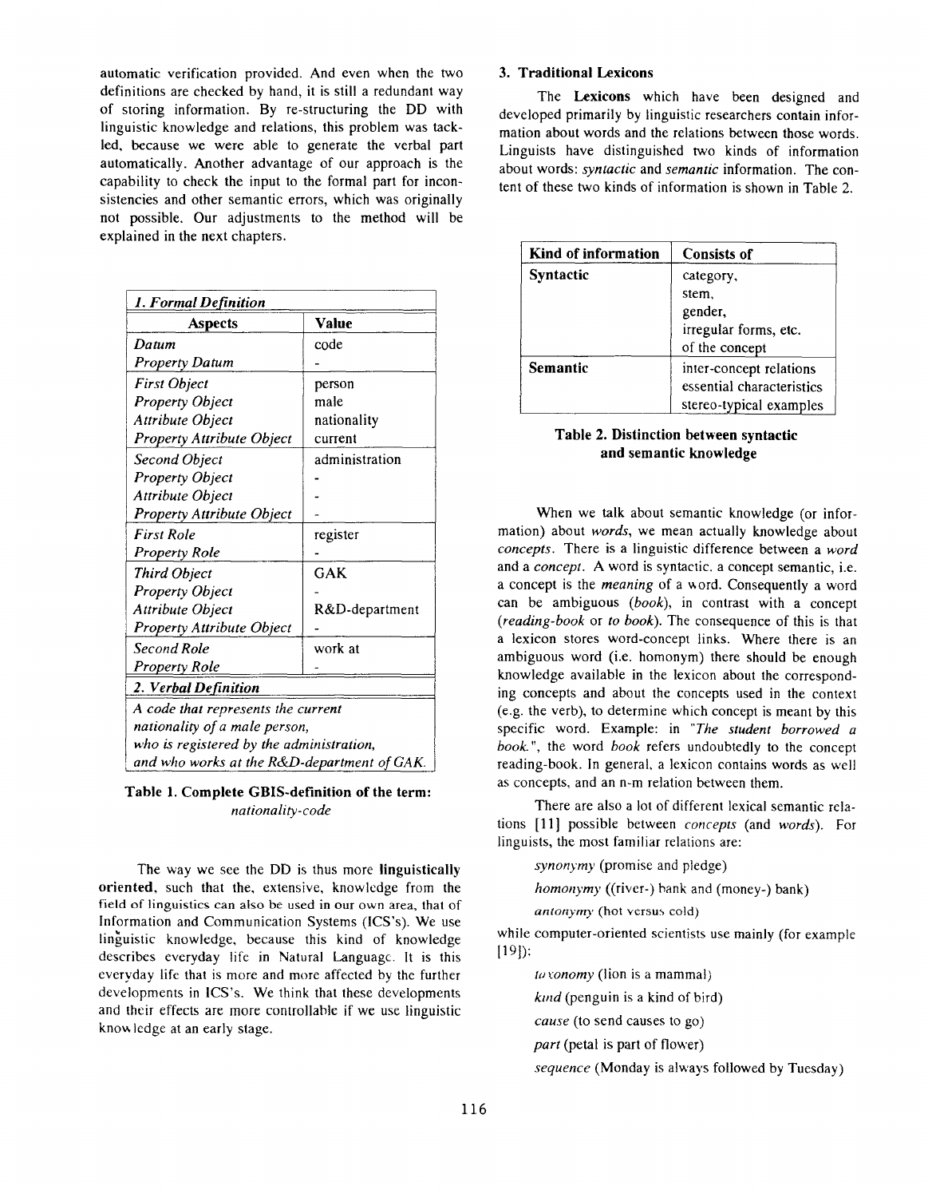automatic verification provided. And even when the two definitions are checked by hand, it is still a redundant way of storing information. By re-structuring the DD with linguistic knowledge and relations, this problem was tackled, because we were able to generate the verbal part automatically. Another advantage of our approach is the capability to check the input to the formal part for inconsistencies and other semantic errors, which was originally not possible. Our adjustments to the method will be explained in the next chapters.

| *1. Formal Definition* | |
|---|---|
| **Aspects** | **Value** |
| *Datum* | code |
| *Property Datum* | - |
| *First Object* | person |
| *Property Object* | male |
| *Attribute Object* | nationality |
| *Property Attribute Object* | current |
| *Second Object* | administration |
| *Property Object* | - |
| *Attribute Object* | - |
| *Property Attribute Object* | - |
| *First Role* | register |
| *Property Role* | - |
| *Third Object* | GAK |
| *Property Object* | - |
| *Attribute Object* | R&D-department |
| *Property Attribute Object* | - |
| *Second Role* | work at |
| *Property Role* | - |
| *2. Verbal Definition* | |
| *A code that represents the current nationality of a male person, who is registered by the administration, and who works at the R&D-department of GAK.* | |

**Table 1. Complete GBIS-definition of the term:** *nationality-code*

The way we see the DD is thus more **linguistically oriented**, such that the, extensive, knowledge from the field of linguistics can also be used in our own area, that of Information and Communication Systems (ICS's). We use linguistic knowledge, because this kind of knowledge describes everyday life in Natural Language. It is this everyday life that is more and more affected by the further developments in ICS's. We think that these developments and their effects are more controllable if we use linguistic knowledge at an early stage.

### 3. Traditional Lexicons

The **Lexicons** which have been designed and developed primarily by linguistic researchers contain information about words and the relations between those words. Linguists have distinguished two kinds of information about words: *syntactic* and *semantic* information. The content of these two kinds of information is shown in Table 2.

| Kind of information | Consists of |
|---|---|
| **Syntactic** | category, stem, gender, irregular forms, etc. of the concept |
| **Semantic** | inter-concept relations essential characteristics stereo-typical examples |

**Table 2. Distinction between syntactic and semantic knowledge**

When we talk about semantic knowledge (or information) about *words*, we mean actually knowledge about *concepts*. There is a linguistic difference between a *word* and a *concept*. A word is syntactic, a concept semantic, i.e. a concept is the *meaning* of a word. Consequently a word can be ambiguous (*book*), in contrast with a concept (*reading-book* or *to book*). The consequence of this is that a lexicon stores word-concept links. Where there is an ambiguous word (i.e. homonym) there should be enough knowledge available in the lexicon about the corresponding concepts and about the concepts used in the context (e.g. the verb), to determine which concept is meant by this specific word. Example: in *"The student borrowed a book."*, the word *book* refers undoubtedly to the concept reading-book. In general, a lexicon contains words as well as concepts, and an n-m relation between them.

There are also a lot of different lexical semantic relations [11] possible between *concepts* (and *words*). For linguists, the most familiar relations are:

*synonymy* (promise and pledge)

*homonymy* ((river-) bank and (money-) bank)

*antonymy* (hot versus cold)

while computer-oriented scientists use mainly (for example [19]):

*taxonomy* (lion is a mammal)

*kind* (penguin is a kind of bird)

*cause* (to send causes to go)

*part* (petal is part of flower)

*sequence* (Monday is always followed by Tuesday)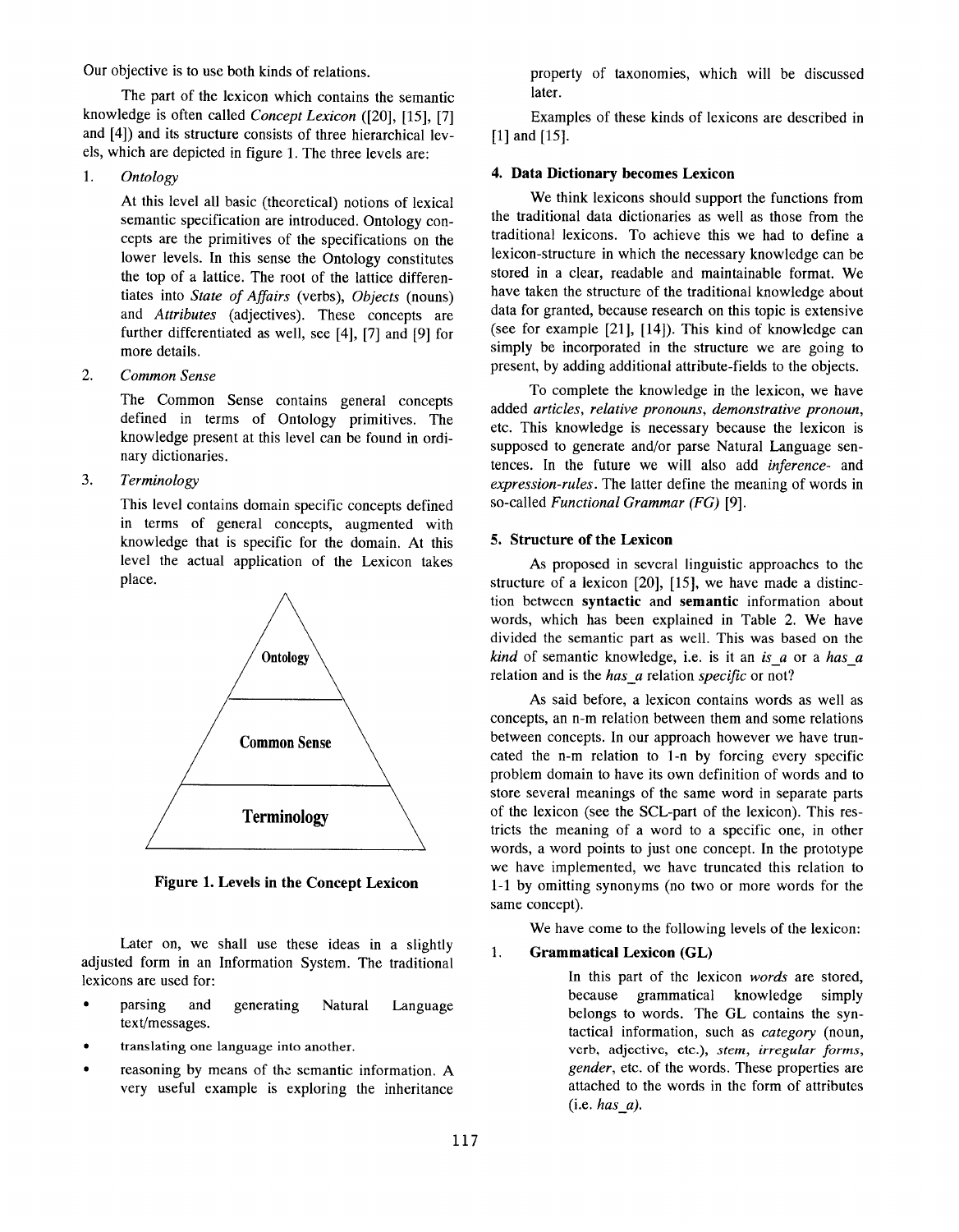Our objective is to use both kinds of relations.

The part of the lexicon which contains the semantic knowledge is often called *Concept Lexicon* ([20], [15], [7] and [4]) and its structure consists of three hierarchical levels, which are depicted in figure 1. The three levels are:

1. *Ontology*

   At this level all basic (theoretical) notions of lexical semantic specification are introduced. Ontology concepts are the primitives of the specifications on the lower levels. In this sense the Ontology constitutes the top of a lattice. The root of the lattice differentiates into *State of Affairs* (verbs), *Objects* (nouns) and *Attributes* (adjectives). These concepts are further differentiated as well, see [4], [7] and [9] for more details.

2. *Common Sense*

   The Common Sense contains general concepts defined in terms of Ontology primitives. The knowledge present at this level can be found in ordinary dictionaries.

3. *Terminology*

   This level contains domain specific concepts defined in terms of general concepts, augmented with knowledge that is specific for the domain. At this level the actual application of the Lexicon takes place.

**Figure 1. Levels in the Concept Lexicon**

Later on, we shall use these ideas in a slightly adjusted form in an Information System. The traditional lexicons are used for:

- parsing and generating Natural Language text/messages.
- translating one language into another.
- reasoning by means of the semantic information. A very useful example is exploring the inheritance property of taxonomies, which will be discussed later.

Examples of these kinds of lexicons are described in [1] and [15].

## 4. Data Dictionary becomes Lexicon

We think lexicons should support the functions from the traditional data dictionaries as well as those from the traditional lexicons. To achieve this we had to define a lexicon-structure in which the necessary knowledge can be stored in a clear, readable and maintainable format. We have taken the structure of the traditional knowledge about data for granted, because research on this topic is extensive (see for example [21], [14]). This kind of knowledge can simply be incorporated in the structure we are going to present, by adding additional attribute-fields to the objects.

To complete the knowledge in the lexicon, we have added *articles*, *relative pronouns*, *demonstrative pronoun*, etc. This knowledge is necessary because the lexicon is supposed to generate and/or parse Natural Language sentences. In the future we will also add *inference-* and *expression-rules*. The latter define the meaning of words in so-called *Functional Grammar (FG)* [9].

## 5. Structure of the Lexicon

As proposed in several linguistic approaches to the structure of a lexicon [20], [15], we have made a distinction between **syntactic** and **semantic** information about words, which has been explained in Table 2. We have divided the semantic part as well. This was based on the *kind* of semantic knowledge, i.e. is it an *is_a* or a *has_a* relation and is the *has_a* relation *specific* or not?

As said before, a lexicon contains words as well as concepts, an n-m relation between them and some relations between concepts. In our approach however we have truncated the n-m relation to 1-n by forcing every specific problem domain to have its own definition of words and to store several meanings of the same word in separate parts of the lexicon (see the SCL-part of the lexicon). This restricts the meaning of a word to a specific one, in other words, a word points to just one concept. In the prototype we have implemented, we have truncated this relation to 1-1 by omitting synonyms (no two or more words for the same concept).

We have come to the following levels of the lexicon:

1. **Grammatical Lexicon (GL)**

   In this part of the lexicon *words* are stored, because grammatical knowledge simply belongs to words. The GL contains the syntactical information, such as *category* (noun, verb, adjective, etc.), *stem*, *irregular forms*, *gender*, etc. of the words. These properties are attached to the words in the form of attributes (i.e. *has_a*).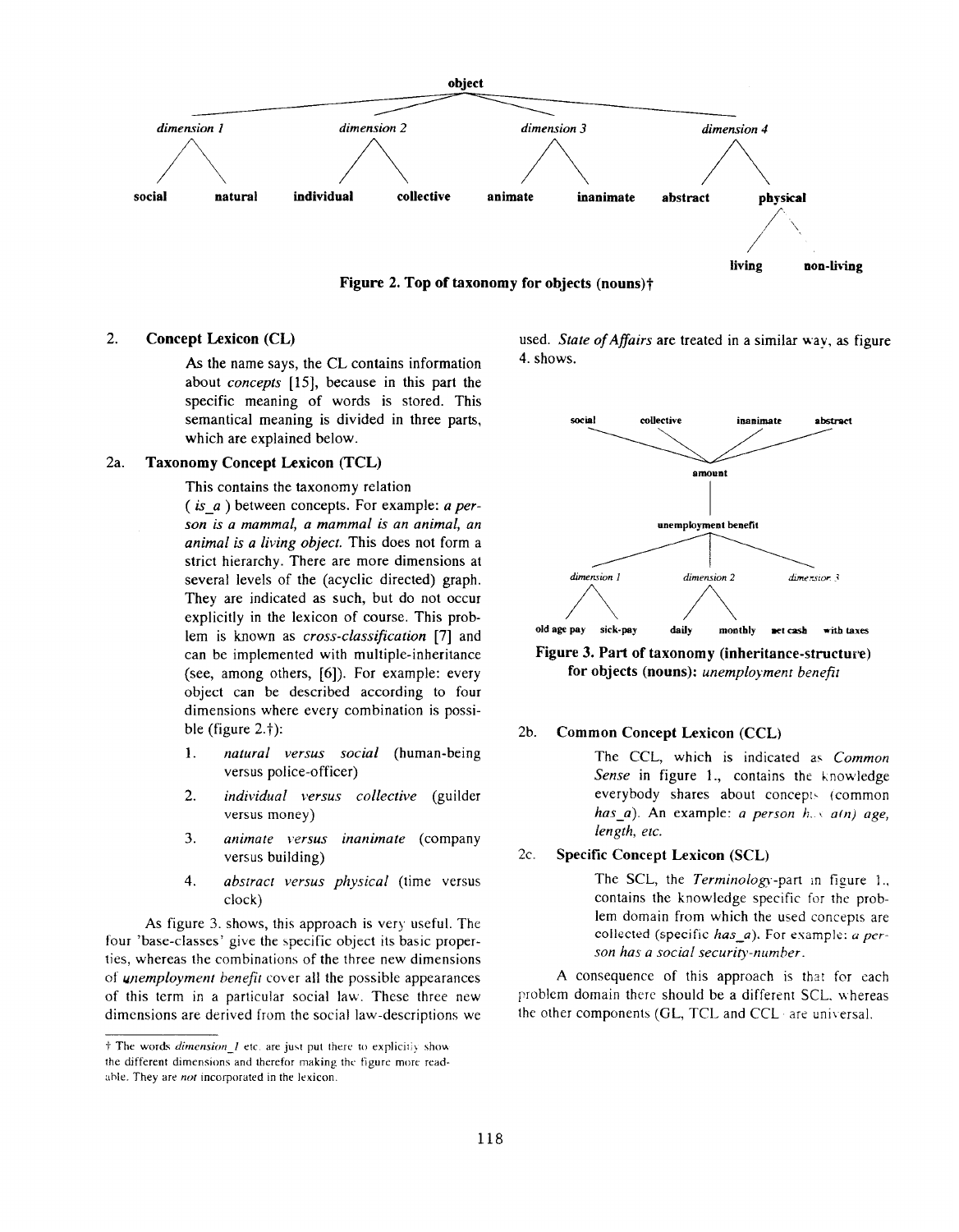Figure 2. Top of taxonomy for objects (nouns)†

## 2. Concept Lexicon (CL)

As the name says, the CL contains information about *concepts* [15], because in this part the specific meaning of words is stored. This semantical meaning is divided in three parts, which are explained below.

### 2a. Taxonomy Concept Lexicon (TCL)

This contains the taxonomy relation ( *is_a* ) between concepts. For example: *a person is a mammal, a mammal is an animal, an animal is a living object.* This does not form a strict hierarchy. There are more dimensions at several levels of the (acyclic directed) graph. They are indicated as such, but do not occur explicitly in the lexicon of course. This problem is known as *cross-classification* [7] and can be implemented with multiple-inheritance (see, among others, [6]). For example: every object can be described according to four dimensions where every combination is possible (figure 2.†):

1. *natural versus social* (human-being versus police-officer)
2. *individual versus collective* (guilder versus money)
3. *animate versus inanimate* (company versus building)
4. *abstract versus physical* (time versus clock)

As figure 3. shows, this approach is very useful. The four 'base-classes' give the specific object its basic properties, whereas the combinations of the three new dimensions of *unemployment benefit* cover all the possible appearances of this term in a particular social law. These three new dimensions are derived from the social law-descriptions we used. *State of Affairs* are treated in a similar way, as figure 4. shows.

Figure 3. Part of taxonomy (inheritance-structure) for objects (nouns): *unemployment benefit*

### 2b. Common Concept Lexicon (CCL)

The CCL, which is indicated as *Common Sense* in figure 1., contains the knowledge everybody shares about concepts (common *has_a*). An example: *a person has a(n) age, length, etc.*

### 2c. Specific Concept Lexicon (SCL)

The SCL, the *Terminology*-part in figure 1., contains the knowledge specific for the problem domain from which the used concepts are collected (specific *has_a*). For example: *a person has a social security-number*.

A consequence of this approach is that for each problem domain there should be a different SCL, whereas the other components (GL, TCL and CCL) are universal.

---

† The words *dimension_1* etc. are just put there to explicitly show the different dimensions and therefor making the figure more readable. They are *not* incorporated in the lexicon.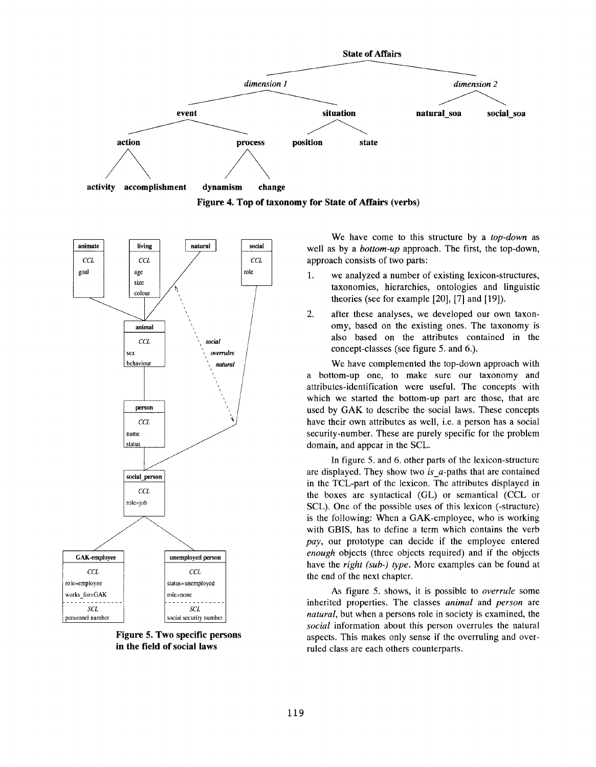Figure 4. Top of taxonomy for State of Affairs (verbs)

Figure 5. Two specific persons in the field of social laws

We have come to this structure by a *top-down* as well as by a *bottom-up* approach. The first, the top-down, approach consists of two parts:

1. we analyzed a number of existing lexicon-structures, taxonomies, hierarchies, ontologies and linguistic theories (see for example [20], [7] and [19]).
2. after these analyses, we developed our own taxonomy, based on the existing ones. The taxonomy is also based on the attributes contained in the concept-classes (see figure 5. and 6.).

We have complemented the top-down approach with a bottom-up one, to make sure our taxonomy and attributes-identification were useful. The concepts with which we started the bottom-up part are those, that are used by GAK to describe the social laws. These concepts have their own attributes as well, i.e. a person has a social security-number. These are purely specific for the problem domain, and appear in the SCL.

In figure 5. and 6. other parts of the lexicon-structure are displayed. They show two *is_a*-paths that are contained in the TCL-part of the lexicon. The attributes displayed in the boxes are syntactical (GL) or semantical (CCL or SCL). One of the possible uses of this lexicon (-structure) is the following: When a GAK-employee, who is working with GBIS, has to define a term which contains the verb *pay*, our prototype can decide if the employee entered *enough* objects (three objects required) and if the objects have the *right (sub-) type*. More examples can be found at the end of the next chapter.

As figure 5. shows, it is possible to *overrule* some inherited properties. The classes *animal* and *person* are *natural*, but when a persons role in society is examined, the *social* information about this person overrules the natural aspects. This makes only sense if the overruling and overruled class are each others counterparts.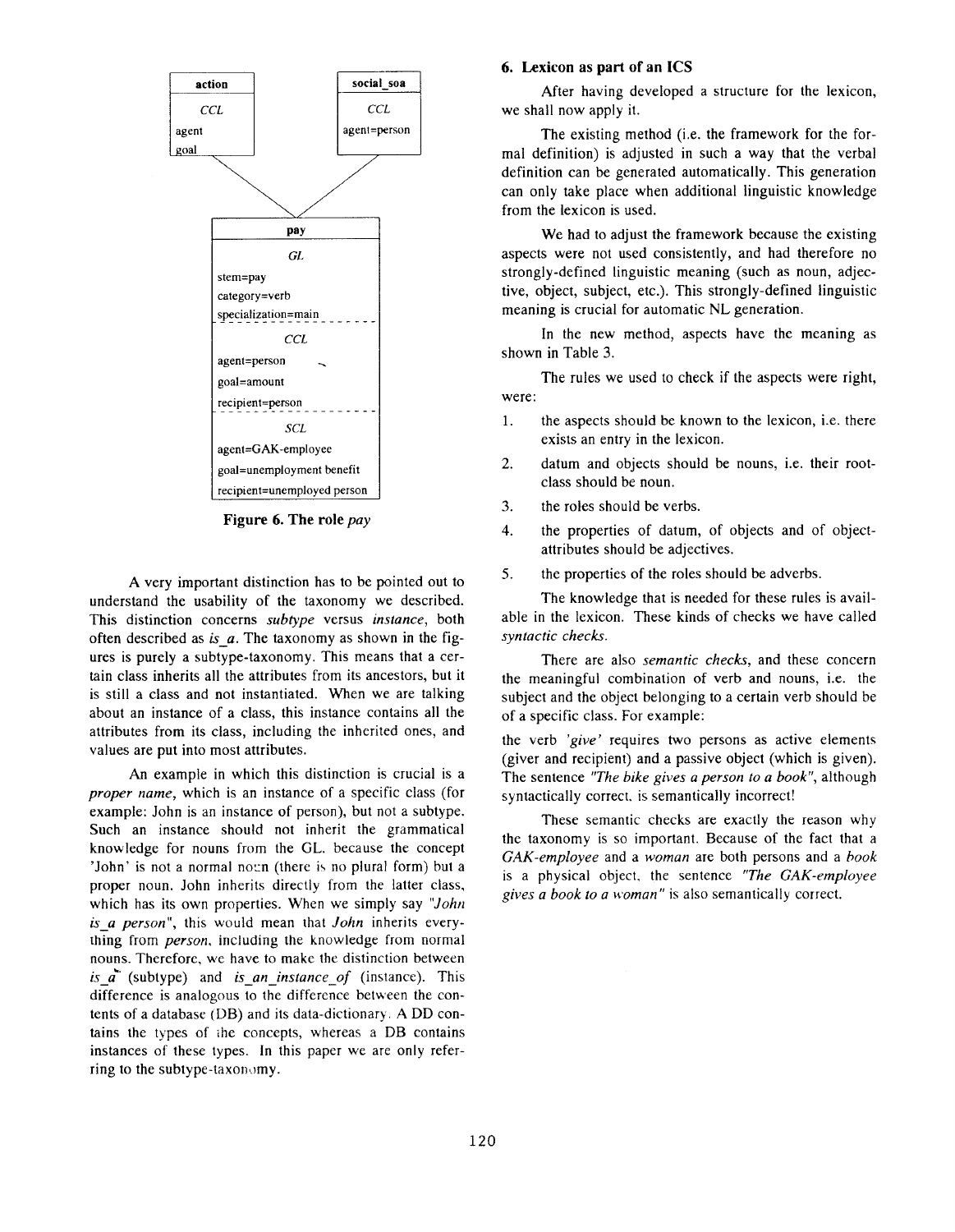| action |
|---|
| *CCL* |
| agent |
| goal |

| social_soa |
|---|
| *CCL* |
| agent=person |

| pay |
|---|
| *GL* |
| stem=pay |
| category=verb |
| specialization=main |
| *CCL* |
| agent=person |
| goal=amount |
| recipient=person |
| *SCL* |
| agent=GAK-employee |
| goal=unemployment benefit |
| recipient=unemployed person |

**Figure 6. The role *pay***

A very important distinction has to be pointed out to understand the usability of the taxonomy we described. This distinction concerns *subtype* versus *instance*, both often described as *is_a*. The taxonomy as shown in the figures is purely a subtype-taxonomy. This means that a certain class inherits all the attributes from its ancestors, but it is still a class and not instantiated. When we are talking about an instance of a class, this instance contains all the attributes from its class, including the inherited ones, and values are put into most attributes.

An example in which this distinction is crucial is a *proper name*, which is an instance of a specific class (for example: John is an instance of person), but not a subtype. Such an instance should not inherit the grammatical knowledge for nouns from the GL, because the concept 'John' is not a normal noun (there is no plural form) but a proper noun. John inherits directly from the latter class, which has its own properties. When we simply say *"John is_a person"*, this would mean that *John* inherits everything from *person*, including the knowledge from normal nouns. Therefore, we have to make the distinction between *is_a* (subtype) and *is_an_instance_of* (instance). This difference is analogous to the difference between the contents of a database (DB) and its data-dictionary. A DD contains the types of the concepts, whereas a DB contains instances of these types. In this paper we are only referring to the subtype-taxonomy.

## 6. Lexicon as part of an ICS

After having developed a structure for the lexicon, we shall now apply it.

The existing method (i.e. the framework for the formal definition) is adjusted in such a way that the verbal definition can be generated automatically. This generation can only take place when additional linguistic knowledge from the lexicon is used.

We had to adjust the framework because the existing aspects were not used consistently, and had therefore no strongly-defined linguistic meaning (such as noun, adjective, object, subject, etc.). This strongly-defined linguistic meaning is crucial for automatic NL generation.

In the new method, aspects have the meaning as shown in Table 3.

The rules we used to check if the aspects were right, were:

1. the aspects should be known to the lexicon, i.e. there exists an entry in the lexicon.
2. datum and objects should be nouns, i.e. their root-class should be noun.
3. the roles should be verbs.
4. the properties of datum, of objects and of object-attributes should be adjectives.
5. the properties of the roles should be adverbs.

The knowledge that is needed for these rules is available in the lexicon. These kinds of checks we have called *syntactic checks*.

There are also *semantic checks*, and these concern the meaningful combination of verb and nouns, i.e. the subject and the object belonging to a certain verb should be of a specific class. For example:

the verb *'give'* requires two persons as active elements (giver and recipient) and a passive object (which is given). The sentence *"The bike gives a person to a book"*, although syntactically correct, is semantically incorrect!

These semantic checks are exactly the reason why the taxonomy is so important. Because of the fact that a *GAK-employee* and a *woman* are both persons and a *book* is a physical object, the sentence *"The GAK-employee gives a book to a woman"* is also semantically correct.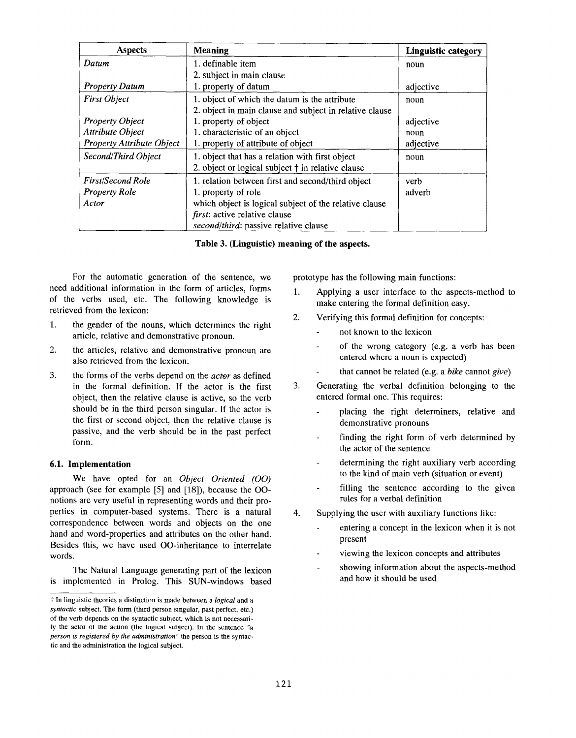| Aspects | Meaning | Linguistic category |
| --- | --- | --- |
| *Datum* | 1. definable item<br>2. subject in main clause | noun |
| *Property Datum* | 1. property of datum | adjective |
| *First Object* | 1. object of which the datum is the attribute<br>2. object in main clause and subject in relative clause | noun |
| *Property Object* | 1. property of object | adjective |
| *Attribute Object* | 1. characteristic of an object | noun |
| *Property Attribute Object* | 1. property of attribute of object | adjective |
| *Second/Third Object* | 1. object that has a relation with first object<br>2. object or logical subject † in relative clause | noun |
| *First/Second Role* | 1. relation between first and second/third object | verb |
| *Property Role* | 1. property of role | adverb |
| *Actor* | which object is logical subject of the relative clause<br>*first*: active relative clause<br>*second/third*: passive relative clause | |

**Table 3. (Linguistic) meaning of the aspects.**

For the automatic generation of the sentence, we need additional information in the form of articles, forms of the verbs used, etc. The following knowledge is retrieved from the lexicon:

1. the gender of the nouns, which determines the right article, relative and demonstrative pronoun.
2. the articles, relative and demonstrative pronoun are also retrieved from the lexicon.
3. the forms of the verbs depend on the *actor* as defined in the formal definition. If the actor is the first object, then the relative clause is active, so the verb should be in the third person singular. If the actor is the first or second object, then the relative clause is passive, and the verb should be in the past perfect form.

### 6.1. Implementation

We have opted for an *Object Oriented (OO)* approach (see for example [5] and [18]), because the OO-notions are very useful in representing words and their properties in computer-based systems. There is a natural correspondence between words and objects on the one hand and word-properties and attributes on the other hand. Besides this, we have used OO-inheritance to interrelate words.

The Natural Language generating part of the lexicon is implemented in Prolog. This SUN-windows based prototype has the following main functions:

1. Applying a user interface to the aspects-method to make entering the formal definition easy.
2. Verifying this formal definition for concepts:
   - not known to the lexicon
   - of the wrong category (e.g. a verb has been entered where a noun is expected)
   - that cannot be related (e.g. a *bike* cannot *give*)
3. Generating the verbal definition belonging to the entered formal one. This requires:
   - placing the right determiners, relative and demonstrative pronouns
   - finding the right form of verb determined by the actor of the sentence
   - determining the right auxiliary verb according to the kind of main verb (situation or event)
   - filling the sentence according to the given rules for a verbal definition
4. Supplying the user with auxiliary functions like:
   - entering a concept in the lexicon when it is not present
   - viewing the lexicon concepts and attributes
   - showing information about the aspects-method and how it should be used

† In linguistic theories a distinction is made between a *logical* and a *syntactic* subject. The form (third person singular, past perfect, etc.) of the verb depends on the syntactic subject, which is not necessarily the actor of the action (the logical subject). In the sentence *"a person is registered by the administration"* the person is the syntactic and the administration the logical subject.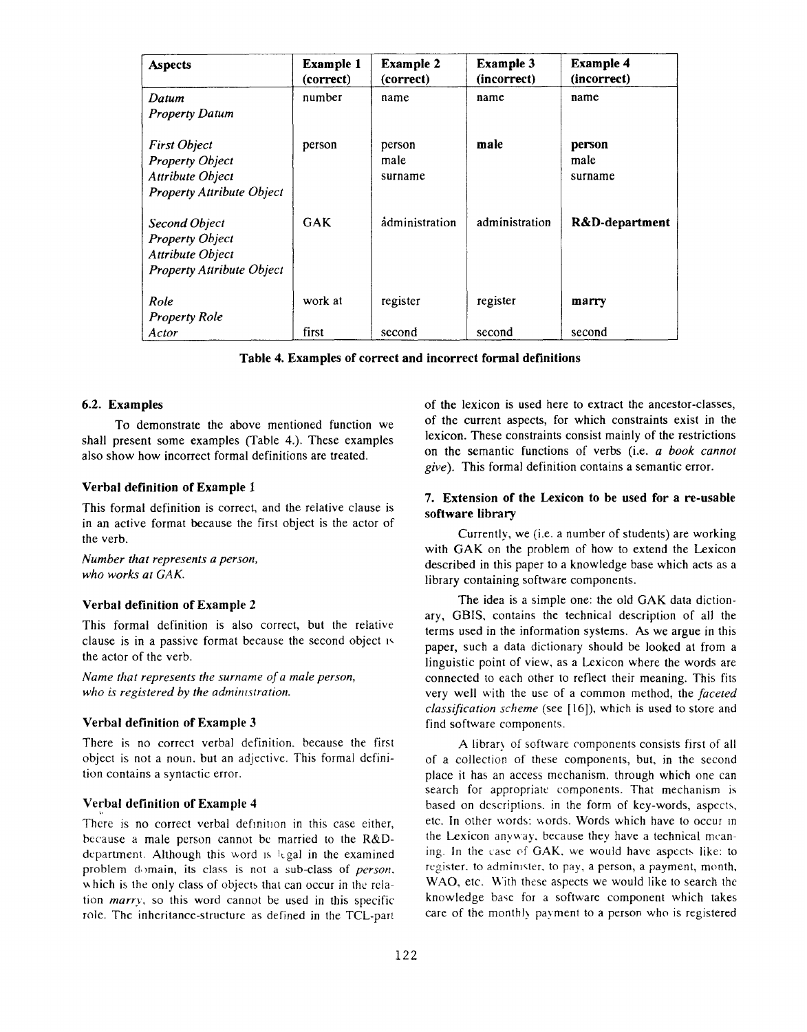| Aspects | Example 1 (correct) | Example 2 (correct) | Example 3 (incorrect) | Example 4 (incorrect) |
|---|---|---|---|---|
| *Datum* | number | name | name | name |
| *Property Datum* | | | | |
| *First Object* | person | person | **male** | **person** |
| *Property Object* | | male | | male |
| *Attribute Object* | | surname | | surname |
| *Property Attribute Object* | | | | |
| *Second Object* | GAK | åministration | administration | **R&D-department** |
| *Property Object* | | | | |
| *Attribute Object* | | | | |
| *Property Attribute Object* | | | | |
| *Role* | work at | register | register | **marry** |
| *Property Role* | | | | |
| *Actor* | first | second | second | second |

**Table 4. Examples of correct and incorrect formal definitions**

### 6.2. Examples

To demonstrate the above mentioned function we shall present some examples (Table 4.). These examples also show how incorrect formal definitions are treated.

**Verbal definition of Example 1**

This formal definition is correct, and the relative clause is in an active format because the first object is the actor of the verb.

*Number that represents a person,*
*who works at GAK.*

**Verbal definition of Example 2**

This formal definition is also correct, but the relative clause is in a passive format because the second object is the actor of the verb.

*Name that represents the surname of a male person,*
*who is registered by the administration.*

**Verbal definition of Example 3**

There is no correct verbal definition, because the first object is not a noun, but an adjective. This formal definition contains a syntactic error.

**Verbal definition of Example 4**

There is no correct verbal definition in this case either, because a male person cannot be married to the R&D-department. Although this word is legal in the examined problem domain, its class is not a sub-class of *person*, which is the only class of objects that can occur in the relation *marry*, so this word cannot be used in this specific role. The inheritance-structure as defined in the TCL-part of the lexicon is used here to extract the ancestor-classes, of the current aspects, for which constraints exist in the lexicon. These constraints consist mainly of the restrictions on the semantic functions of verbs (i.e. *a book cannot give*). This formal definition contains a semantic error.

### 7. Extension of the Lexicon to be used for a re-usable software library

Currently, we (i.e. a number of students) are working with GAK on the problem of how to extend the Lexicon described in this paper to a knowledge base which acts as a library containing software components.

The idea is a simple one: the old GAK data dictionary, GBIS, contains the technical description of all the terms used in the information systems. As we argue in this paper, such a data dictionary should be looked at from a linguistic point of view, as a Lexicon where the words are connected to each other to reflect their meaning. This fits very well with the use of a common method, the *faceted classification scheme* (see [16]), which is used to store and find software components.

A library of software components consists first of all of a collection of these components, but, in the second place it has an access mechanism, through which one can search for appropriate components. That mechanism is based on descriptions, in the form of key-words, aspects, etc. In other words: words. Words which have to occur in the Lexicon anyway, because they have a technical meaning. In the case of GAK, we would have aspects like: to register, to administer, to pay, a person, a payment, month, WAO, etc. With these aspects we would like to search the knowledge base for a software component which takes care of the monthly payment to a person who is registered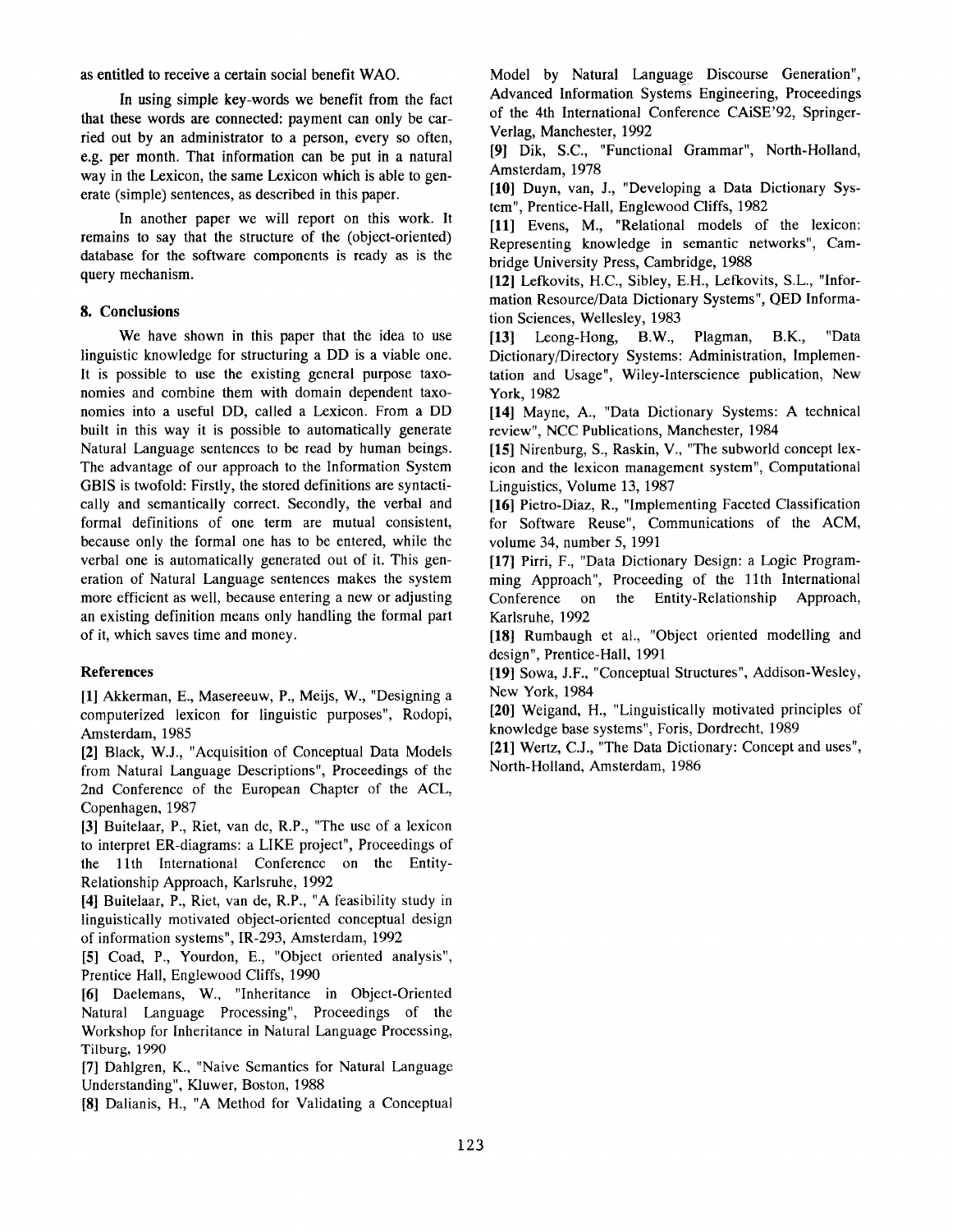as entitled to receive a certain social benefit WAO.

In using simple key-words we benefit from the fact that these words are connected: payment can only be carried out by an administrator to a person, every so often, e.g. per month. That information can be put in a natural way in the Lexicon, the same Lexicon which is able to generate (simple) sentences, as described in this paper.

In another paper we will report on this work. It remains to say that the structure of the (object-oriented) database for the software components is ready as is the query mechanism.

## 8. Conclusions

We have shown in this paper that the idea to use linguistic knowledge for structuring a DD is a viable one. It is possible to use the existing general purpose taxonomies and combine them with domain dependent taxonomies into a useful DD, called a Lexicon. From a DD built in this way it is possible to automatically generate Natural Language sentences to be read by human beings. The advantage of our approach to the Information System GBIS is twofold: Firstly, the stored definitions are syntactically and semantically correct. Secondly, the verbal and formal definitions of one term are mutual consistent, because only the formal one has to be entered, while the verbal one is automatically generated out of it. This generation of Natural Language sentences makes the system more efficient as well, because entering a new or adjusting an existing definition means only handling the formal part of it, which saves time and money.

## References

[1] Akkerman, E., Masereeuw, P., Meijs, W., "Designing a computerized lexicon for linguistic purposes", Rodopi, Amsterdam, 1985

[2] Black, W.J., "Acquisition of Conceptual Data Models from Natural Language Descriptions", Proceedings of the 2nd Conference of the European Chapter of the ACL, Copenhagen, 1987

[3] Buitelaar, P., Riet, van de, R.P., "The use of a lexicon to interpret ER-diagrams: a LIKE project", Proceedings of the 11th International Conference on the Entity-Relationship Approach, Karlsruhe, 1992

[4] Buitelaar, P., Riet, van de, R.P., "A feasibility study in linguistically motivated object-oriented conceptual design of information systems", IR-293, Amsterdam, 1992

[5] Coad, P., Yourdon, E., "Object oriented analysis", Prentice Hall, Englewood Cliffs, 1990

[6] Daelemans, W., "Inheritance in Object-Oriented Natural Language Processing", Proceedings of the Workshop for Inheritance in Natural Language Processing, Tilburg, 1990

[7] Dahlgren, K., "Naive Semantics for Natural Language Understanding", Kluwer, Boston, 1988

[8] Dalianis, H., "A Method for Validating a Conceptual Model by Natural Language Discourse Generation", Advanced Information Systems Engineering, Proceedings of the 4th International Conference CAiSE'92, Springer-Verlag, Manchester, 1992

[9] Dik, S.C., "Functional Grammar", North-Holland, Amsterdam, 1978

[10] Duyn, van, J., "Developing a Data Dictionary System", Prentice-Hall, Englewood Cliffs, 1982

[11] Evens, M., "Relational models of the lexicon: Representing knowledge in semantic networks", Cambridge University Press, Cambridge, 1988

[12] Lefkovits, H.C., Sibley, E.H., Lefkovits, S.L., "Information Resource/Data Dictionary Systems", QED Information Sciences, Wellesley, 1983

[13] Leong-Hong, B.W., Plagman, B.K., "Data Dictionary/Directory Systems: Administration, Implementation and Usage", Wiley-Interscience publication, New York, 1982

[14] Mayne, A., "Data Dictionary Systems: A technical review", NCC Publications, Manchester, 1984

[15] Nirenburg, S., Raskin, V., "The subworld concept lexicon and the lexicon management system", Computational Linguistics, Volume 13, 1987

[16] Pietro-Diaz, R., "Implementing Faceted Classification for Software Reuse", Communications of the ACM, volume 34, number 5, 1991

[17] Pirri, F., "Data Dictionary Design: a Logic Programming Approach", Proceeding of the 11th International Conference on the Entity-Relationship Approach, Karlsruhe, 1992

[18] Rumbaugh et al., "Object oriented modelling and design", Prentice-Hall, 1991

[19] Sowa, J.F., "Conceptual Structures", Addison-Wesley, New York, 1984

[20] Weigand, H., "Linguistically motivated principles of knowledge base systems", Foris, Dordrecht, 1989

[21] Wertz, C.J., "The Data Dictionary: Concept and uses", North-Holland, Amsterdam, 1986